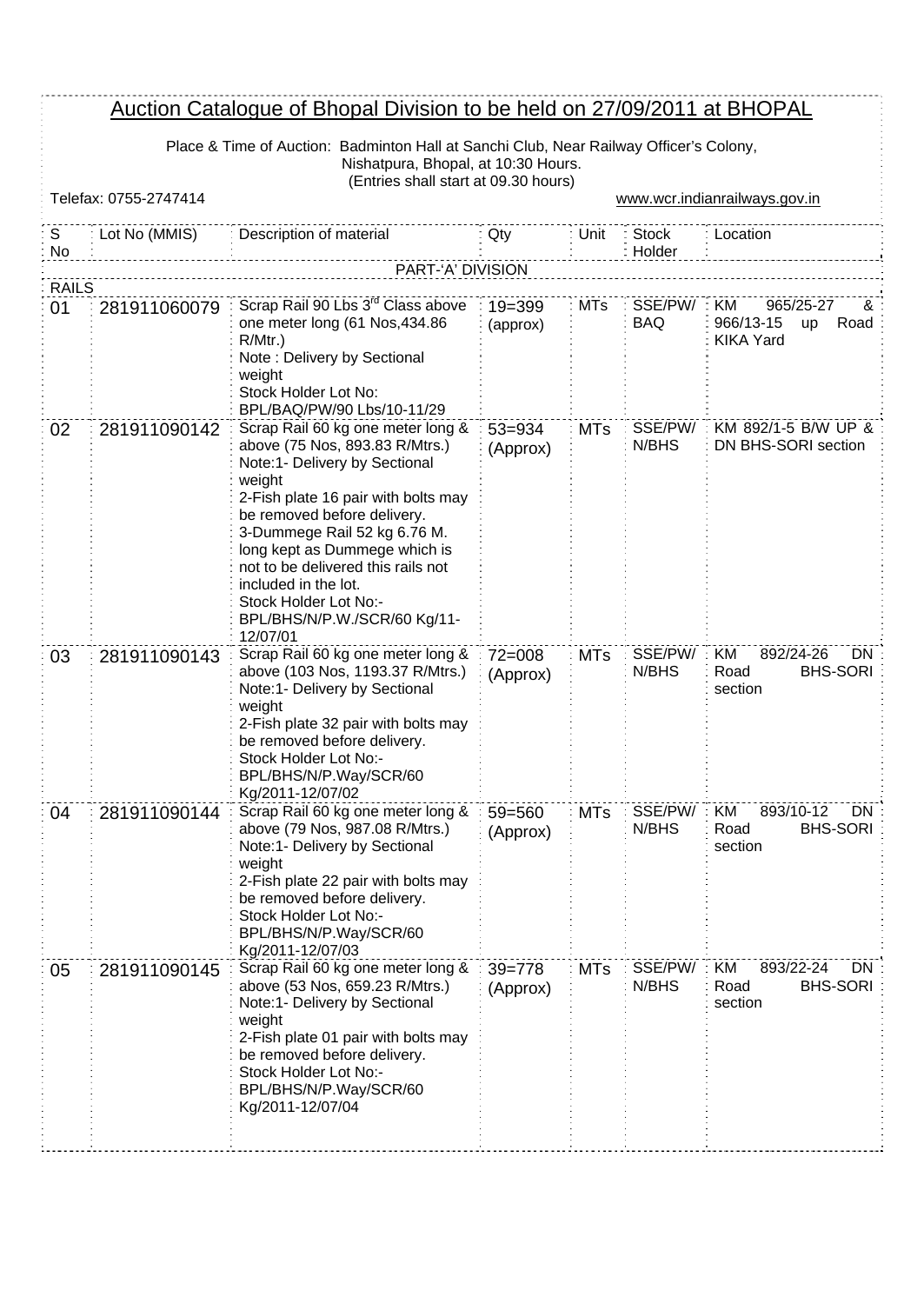# Auction Catalogue of Bhopal Division to be held on 27/09/2011 at BHOPAL

Place & Time of Auction: Badminton Hall at Sanchi Club, Near Railway Officer's Colony, Nishatpura, Bhopal, at 10:30 Hours.
(Entries shall start at 09.30 hours)

Telefax: 0755-2747414

www.wcr.indianrailways.gov.in

| S No | Lot No (MMIS) | Description of material | Qty | Unit | Stock Holder | Location |
|---|---|---|---|---|---|---|
| | | PART-'A' DIVISION | | | | |
| RAILS | | | | | | |
| 01 | 281911060079 | Scrap Rail 90 Lbs 3rd Class above one meter long (61 Nos,434.86 R/Mtr.)<br>Note : Delivery by Sectional weight<br>Stock Holder Lot No: BPL/BAQ/PW/90 Lbs/10-11/29 | 19=399 (approx) | MTs | SSE/PW/ BAQ | KM 965/25-27 & 966/13-15 up Road KIKA Yard |
| 02 | 281911090142 | Scrap Rail 60 kg one meter long & above (75 Nos, 893.83 R/Mtrs.)<br>Note:1- Delivery by Sectional weight<br>2-Fish plate 16 pair with bolts may be removed before delivery.<br>3-Dummege Rail 52 kg 6.76 M. long kept as Dummege which is not to be delivered this rails not included in the lot.<br>Stock Holder Lot No:- BPL/BHS/N/P.W./SCR/60 Kg/11-12/07/01 | 53=934 (Approx) | MTs | SSE/PW/ N/BHS | KM 892/1-5 B/W UP & DN BHS-SORI section |
| 03 | 281911090143 | Scrap Rail 60 kg one meter long & above (103 Nos, 1193.37 R/Mtrs.)<br>Note:1- Delivery by Sectional weight<br>2-Fish plate 32 pair with bolts may be removed before delivery.<br>Stock Holder Lot No:- BPL/BHS/N/P.Way/SCR/60 Kg/2011-12/07/02 | 72=008 (Approx) | MTs | SSE/PW/ N/BHS | KM 892/24-26 DN Road BHS-SORI section |
| 04 | 281911090144 | Scrap Rail 60 kg one meter long & above (79 Nos, 987.08 R/Mtrs.)<br>Note:1- Delivery by Sectional weight<br>2-Fish plate 22 pair with bolts may be removed before delivery.<br>Stock Holder Lot No:- BPL/BHS/N/P.Way/SCR/60 Kg/2011-12/07/03 | 59=560 (Approx) | MTs | SSE/PW/ N/BHS | KM 893/10-12 DN Road BHS-SORI section |
| 05 | 281911090145 | Scrap Rail 60 kg one meter long & above (53 Nos, 659.23 R/Mtrs.)<br>Note:1- Delivery by Sectional weight<br>2-Fish plate 01 pair with bolts may be removed before delivery.<br>Stock Holder Lot No:- BPL/BHS/N/P.Way/SCR/60 Kg/2011-12/07/04 | 39=778 (Approx) | MTs | SSE/PW/ N/BHS | KM 893/22-24 DN Road BHS-SORI section |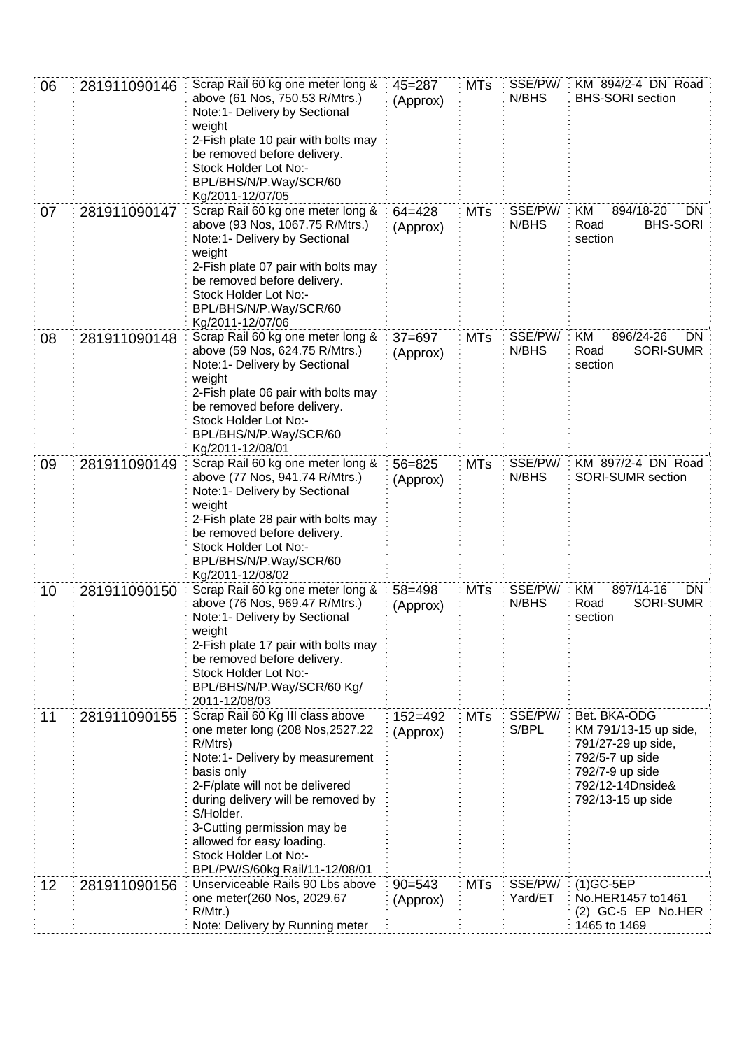| 06 | 281911090146 | Scrap Rail 60 kg one meter long & above (61 Nos, 750.53 R/Mtrs.)<br>Note:1- Delivery by Sectional weight<br>2-Fish plate 10 pair with bolts may be removed before delivery.<br>Stock Holder Lot No:- BPL/BHS/N/P.Way/SCR/60 Kg/2011-12/07/05 | 45=287 (Approx) | MTs | SSE/PW/ N/BHS | KM 894/2-4 DN Road BHS-SORI section |
|---|---|---|---|---|---|---|
| 07 | 281911090147 | Scrap Rail 60 kg one meter long & above (93 Nos, 1067.75 R/Mtrs.)<br>Note:1- Delivery by Sectional weight<br>2-Fish plate 07 pair with bolts may be removed before delivery.<br>Stock Holder Lot No:- BPL/BHS/N/P.Way/SCR/60 Kg/2011-12/07/06 | 64=428 (Approx) | MTs | SSE/PW/ N/BHS | KM 894/18-20 DN Road BHS-SORI section |
| 08 | 281911090148 | Scrap Rail 60 kg one meter long & above (59 Nos, 624.75 R/Mtrs.)<br>Note:1- Delivery by Sectional weight<br>2-Fish plate 06 pair with bolts may be removed before delivery.<br>Stock Holder Lot No:- BPL/BHS/N/P.Way/SCR/60 Kg/2011-12/08/01 | 37=697 (Approx) | MTs | SSE/PW/ N/BHS | KM 896/24-26 DN Road SORI-SUMR section |
| 09 | 281911090149 | Scrap Rail 60 kg one meter long & above (77 Nos, 941.74 R/Mtrs.)<br>Note:1- Delivery by Sectional weight<br>2-Fish plate 28 pair with bolts may be removed before delivery.<br>Stock Holder Lot No:- BPL/BHS/N/P.Way/SCR/60 Kg/2011-12/08/02 | 56=825 (Approx) | MTs | SSE/PW/ N/BHS | KM 897/2-4 DN Road SORI-SUMR section |
| 10 | 281911090150 | Scrap Rail 60 kg one meter long & above (76 Nos, 969.47 R/Mtrs.)<br>Note:1- Delivery by Sectional weight<br>2-Fish plate 17 pair with bolts may be removed before delivery.<br>Stock Holder Lot No:- BPL/BHS/N/P.Way/SCR/60 Kg/ 2011-12/08/03 | 58=498 (Approx) | MTs | SSE/PW/ N/BHS | KM 897/14-16 DN Road SORI-SUMR section |
| 11 | 281911090155 | Scrap Rail 60 Kg III class above one meter long (208 Nos,2527.22 R/Mtrs)<br>Note:1- Delivery by measurement basis only<br>2-F/plate will not be delivered during delivery will be removed by S/Holder.<br>3-Cutting permission may be allowed for easy loading.<br>Stock Holder Lot No:- BPL/PW/S/60kg Rail/11-12/08/01 | 152=492 (Approx) | MTs | SSE/PW/ S/BPL | Bet. BKA-ODG KM 791/13-15 up side, 791/27-29 up side, 792/5-7 up side 792/7-9 up side 792/12-14Dnside& 792/13-15 up side |
| 12 | 281911090156 | Unserviceable Rails 90 Lbs above one meter(260 Nos, 2029.67 R/Mtr.)<br>Note: Delivery by Running meter | 90=543 (Approx) | MTs | SSE/PW/ Yard/ET | (1)GC-5EP No.HER1457 to1461 (2) GC-5 EP No.HER 1465 to 1469 |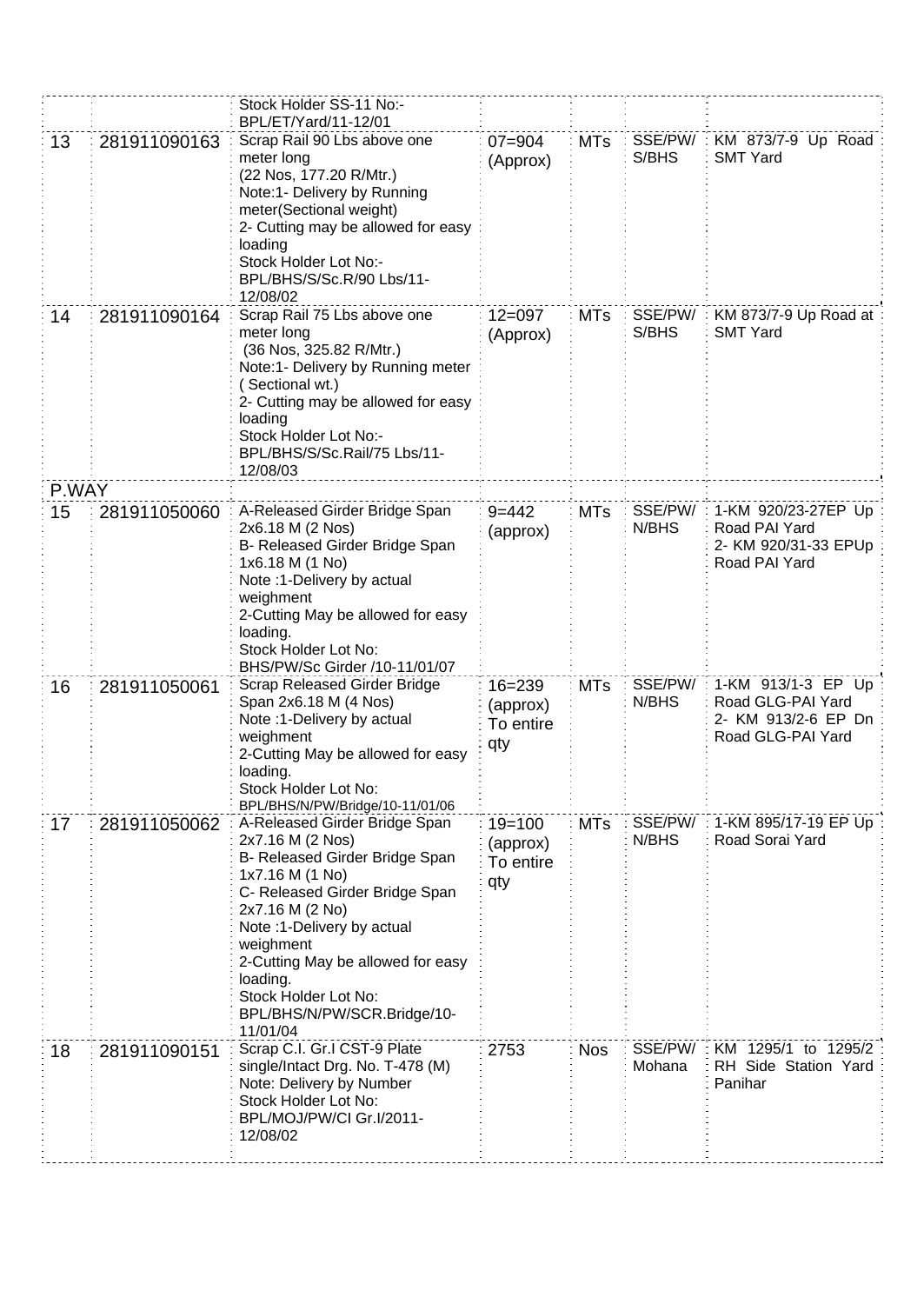| | | | | | | |
|---|---|---|---|---|---|---|
| | | Stock Holder SS-11 No:- BPL/ET/Yard/11-12/01 | | | | |
| 13 | 281911090163 | Scrap Rail 90 Lbs above one meter long (22 Nos, 177.20 R/Mtr.) Note:1- Delivery by Running meter(Sectional weight) 2- Cutting may be allowed for easy loading Stock Holder Lot No:- BPL/BHS/S/Sc.R/90 Lbs/11-12/08/02 | 07=904 (Approx) | MTs | SSE/PW/ S/BHS | KM 873/7-9 Up Road SMT Yard |
| 14 | 281911090164 | Scrap Rail 75 Lbs above one meter long (36 Nos, 325.82 R/Mtr.) Note:1- Delivery by Running meter ( Sectional wt.) 2- Cutting may be allowed for easy loading Stock Holder Lot No:- BPL/BHS/S/Sc.Rail/75 Lbs/11-12/08/03 | 12=097 (Approx) | MTs | SSE/PW/ S/BHS | KM 873/7-9 Up Road at SMT Yard |
| P.WAY | | | | | | |
| 15 | 281911050060 | A-Released Girder Bridge Span 2x6.18 M (2 Nos) B- Released Girder Bridge Span 1x6.18 M (1 No) Note :1-Delivery by actual weighment 2-Cutting May be allowed for easy loading. Stock Holder Lot No: BHS/PW/Sc Girder /10-11/01/07 | 9=442 (approx) | MTs | SSE/PW/ N/BHS | 1-KM 920/23-27EP Up Road PAI Yard 2- KM 920/31-33 EPUp Road PAI Yard |
| 16 | 281911050061 | Scrap Released Girder Bridge Span 2x6.18 M (4 Nos) Note :1-Delivery by actual weighment 2-Cutting May be allowed for easy loading. Stock Holder Lot No: BPL/BHS/N/PW/Bridge/10-11/01/06 | 16=239 (approx) To entire qty | MTs | SSE/PW/ N/BHS | 1-KM 913/1-3 EP Up Road GLG-PAI Yard 2- KM 913/2-6 EP Dn Road GLG-PAI Yard |
| 17 | 281911050062 | A-Released Girder Bridge Span 2x7.16 M (2 Nos) B- Released Girder Bridge Span 1x7.16 M (1 No) C- Released Girder Bridge Span 2x7.16 M (2 No) Note :1-Delivery by actual weighment 2-Cutting May be allowed for easy loading. Stock Holder Lot No: BPL/BHS/N/PW/SCR.Bridge/10-11/01/04 | 19=100 (approx) To entire qty | MTs | SSE/PW/ N/BHS | 1-KM 895/17-19 EP Up Road Sorai Yard |
| 18 | 281911090151 | Scrap C.I. Gr.I CST-9 Plate single/Intact Drg. No. T-478 (M) Note: Delivery by Number Stock Holder Lot No: BPL/MOJ/PW/CI Gr.I/2011-12/08/02 | 2753 | Nos | SSE/PW/ Mohana | KM 1295/1 to 1295/2 RH Side Station Yard Panihar |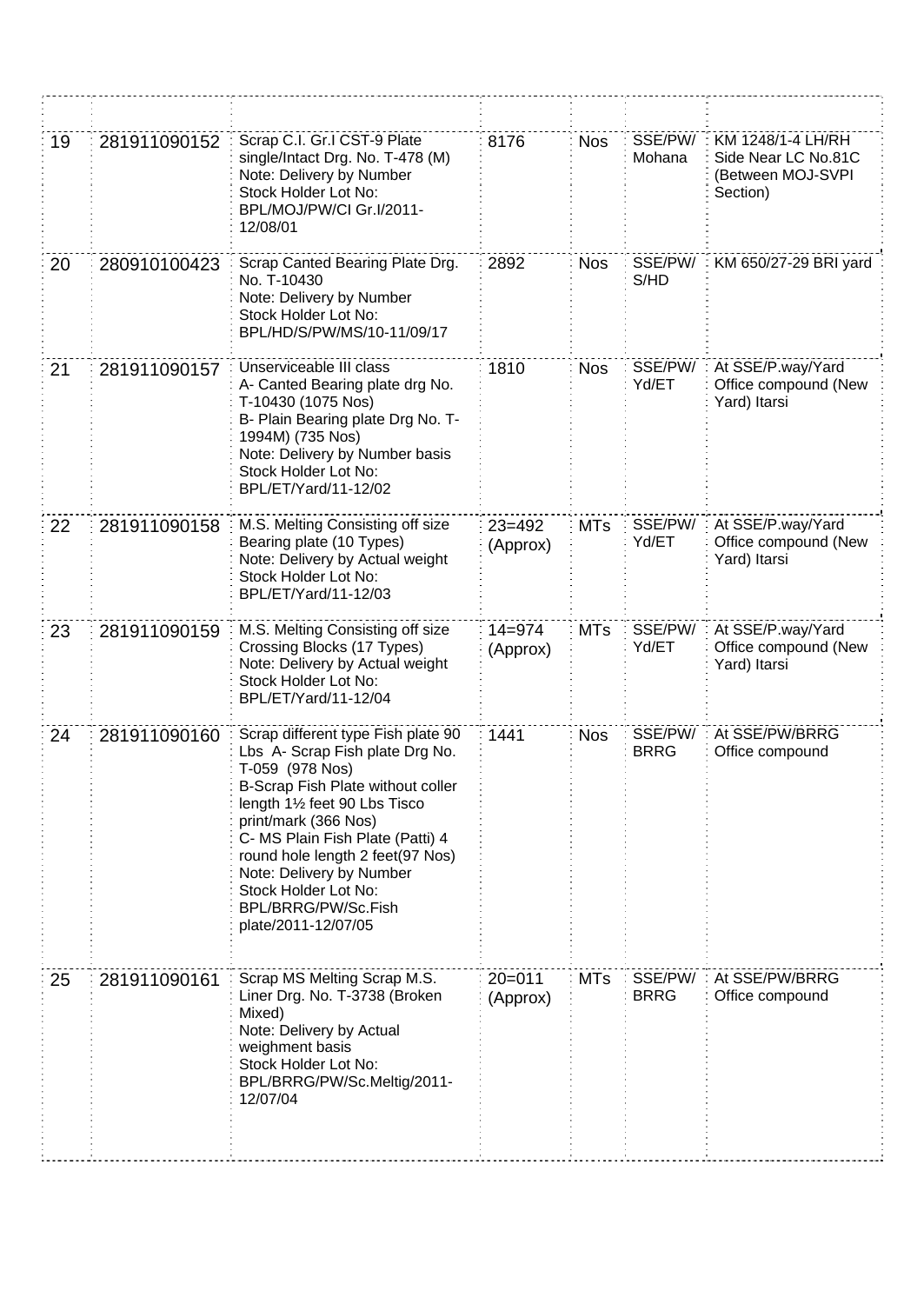| | | | | | | |
|---|---|---|---|---|---|---|
| 19 | 281911090152 | Scrap C.I. Gr.I CST-9 Plate single/Intact Drg. No. T-478 (M)<br>Note: Delivery by Number<br>Stock Holder Lot No: BPL/MOJ/PW/CI Gr.I/2011-12/08/01 | 8176 | Nos | SSE/PW/ Mohana | KM 1248/1-4 LH/RH Side Near LC No.81C (Between MOJ-SVPI Section) |
| 20 | 280910100423 | Scrap Canted Bearing Plate Drg. No. T-10430<br>Note: Delivery by Number<br>Stock Holder Lot No: BPL/HD/S/PW/MS/10-11/09/17 | 2892 | Nos | SSE/PW/ S/HD | KM 650/27-29 BRI yard |
| 21 | 281911090157 | Unserviceable III class<br>A- Canted Bearing plate drg No. T-10430 (1075 Nos)<br>B- Plain Bearing plate Drg No. T-1994M) (735 Nos)<br>Note: Delivery by Number basis<br>Stock Holder Lot No: BPL/ET/Yard/11-12/02 | 1810 | Nos | SSE/PW/ Yd/ET | At SSE/P.way/Yard Office compound (New Yard) Itarsi |
| 22 | 281911090158 | M.S. Melting Consisting off size Bearing plate (10 Types)<br>Note: Delivery by Actual weight<br>Stock Holder Lot No: BPL/ET/Yard/11-12/03 | 23=492 (Approx) | MTs | SSE/PW/ Yd/ET | At SSE/P.way/Yard Office compound (New Yard) Itarsi |
| 23 | 281911090159 | M.S. Melting Consisting off size Crossing Blocks (17 Types)<br>Note: Delivery by Actual weight<br>Stock Holder Lot No: BPL/ET/Yard/11-12/04 | 14=974 (Approx) | MTs | SSE/PW/ Yd/ET | At SSE/P.way/Yard Office compound (New Yard) Itarsi |
| 24 | 281911090160 | Scrap different type Fish plate 90 Lbs A- Scrap Fish plate Drg No. T-059 (978 Nos)<br>B-Scrap Fish Plate without coller length 1½ feet 90 Lbs Tisco print/mark (366 Nos)<br>C- MS Plain Fish Plate (Patti) 4 round hole length 2 feet(97 Nos)<br>Note: Delivery by Number<br>Stock Holder Lot No: BPL/BRRG/PW/Sc.Fish plate/2011-12/07/05 | 1441 | Nos | SSE/PW/ BRRG | At SSE/PW/BRRG Office compound |
| 25 | 281911090161 | Scrap MS Melting Scrap M.S. Liner Drg. No. T-3738 (Broken Mixed)<br>Note: Delivery by Actual weighment basis<br>Stock Holder Lot No: BPL/BRRG/PW/Sc.Meltig/2011-12/07/04 | 20=011 (Approx) | MTs | SSE/PW/ BRRG | At SSE/PW/BRRG Office compound |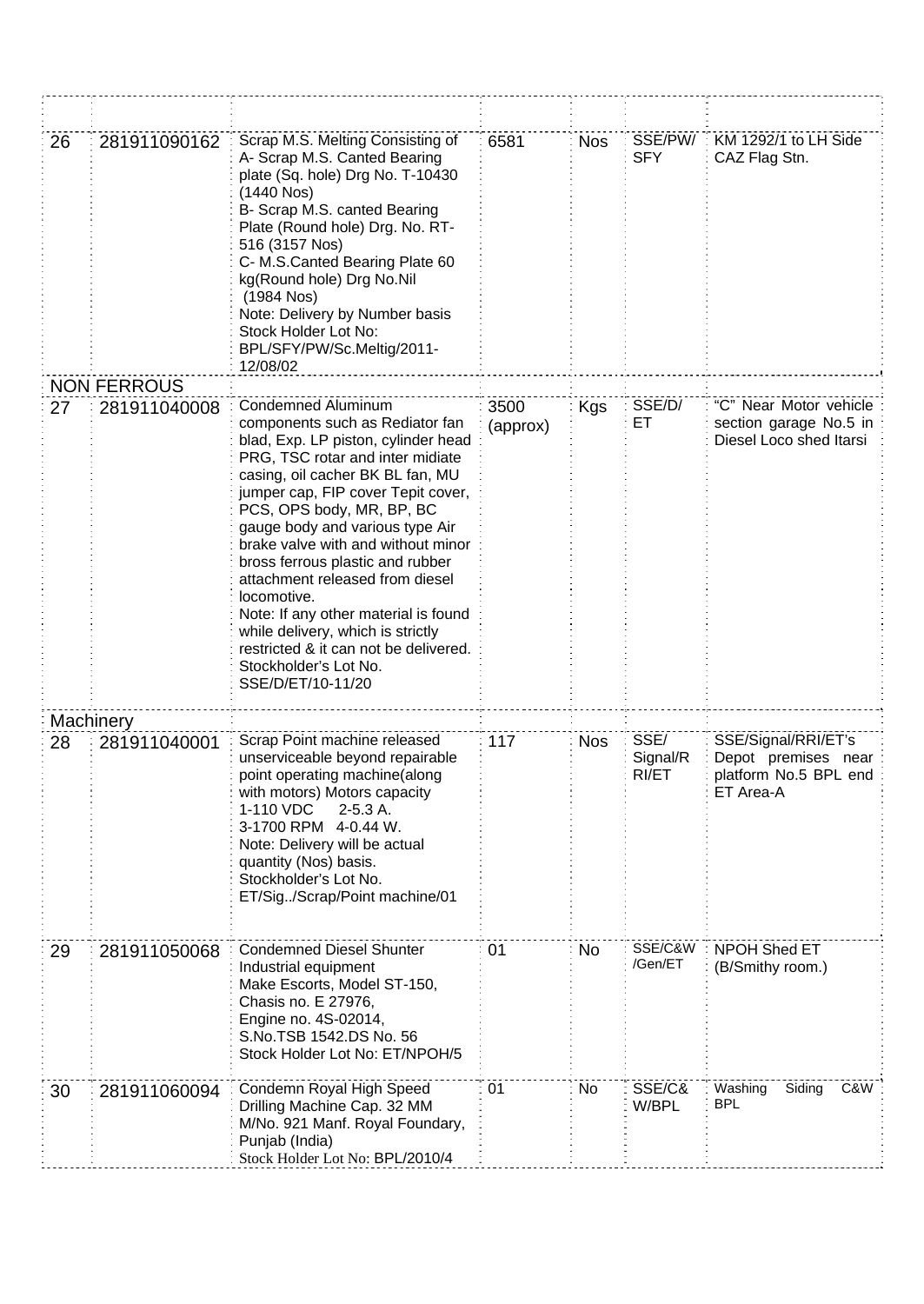| | | | | | | |
|---|---|---|---|---|---|---|
| 26 | 281911090162 | Scrap M.S. Melting Consisting of A- Scrap M.S. Canted Bearing plate (Sq. hole) Drg No. T-10430 (1440 Nos) B- Scrap M.S. canted Bearing Plate (Round hole) Drg. No. RT-516 (3157 Nos) C- M.S.Canted Bearing Plate 60 kg(Round hole) Drg No.Nil (1984 Nos) Note: Delivery by Number basis Stock Holder Lot No: BPL/SFY/PW/Sc.Meltig/2011-12/08/02 | 6581 | Nos | SSE/PW/SFY | KM 1292/1 to LH Side CAZ Flag Stn. |
| NON FERROUS | | | | | | |
| 27 | 281911040008 | Condemned Aluminum components such as Rediator fan blad, Exp. LP piston, cylinder head PRG, TSC rotar and inter midiate casing, oil cacher BK BL fan, MU jumper cap, FIP cover Tepit cover, PCS, OPS body, MR, BP, BC gauge body and various type Air brake valve with and without minor bross ferrous plastic and rubber attachment released from diesel locomotive. Note: If any other material is found while delivery, which is strictly restricted & it can not be delivered. Stockholder's Lot No. SSE/D/ET/10-11/20 | 3500 (approx) | Kgs | SSE/D/ET | "C" Near Motor vehicle section garage No.5 in Diesel Loco shed Itarsi |
| Machinery | | | | | | |
| 28 | 281911040001 | Scrap Point machine released unserviceable beyond repairable point operating machine(along with motors) Motors capacity 1-110 VDC 2-5.3 A. 3-1700 RPM 4-0.44 W. Note: Delivery will be actual quantity (Nos) basis. Stockholder's Lot No. ET/Sig../Scrap/Point machine/01 | 117 | Nos | SSE/Signal/RRI/ET | SSE/Signal/RRI/ET's Depot premises near platform No.5 BPL end ET Area-A |
| 29 | 281911050068 | Condemned Diesel Shunter Industrial equipment Make Escorts, Model ST-150, Chasis no. E 27976, Engine no. 4S-02014, S.No.TSB 1542.DS No. 56 Stock Holder Lot No: ET/NPOH/5 | 01 | No | SSE/C&W/Gen/ET | NPOH Shed ET (B/Smithy room.) |
| 30 | 281911060094 | Condemn Royal High Speed Drilling Machine Cap. 32 MM M/No. 921 Manf. Royal Foundary, Punjab (India) Stock Holder Lot No: BPL/2010/4 | 01 | No | SSE/C&W/BPL | Washing Siding C&W BPL |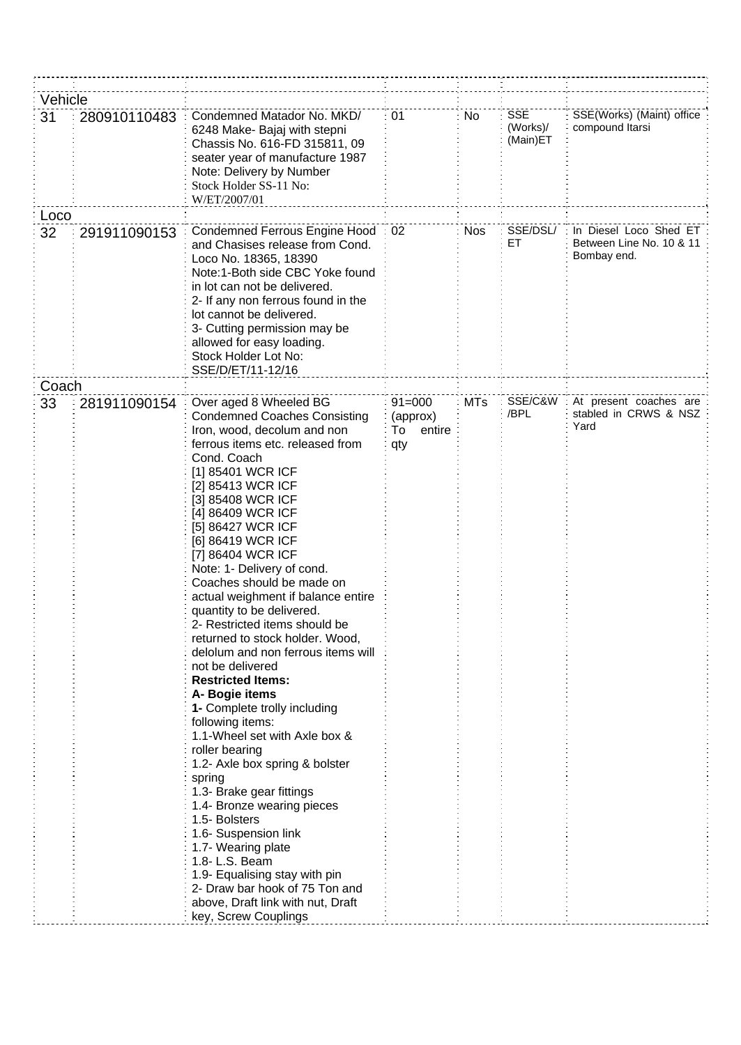| | | | | | | |
|---|---|---|---|---|---|---|
| Vehicle | | | | | | |
| 31 | 280910110483 | Condemned Matador No. MKD/ 6248 Make- Bajaj with stepni Chassis No. 616-FD 315811, 09 seater year of manufacture 1987<br>Note: Delivery by Number<br>Stock Holder SS-11 No: W/ET/2007/01 | 01 | No | SSE (Works)/ (Main)ET | SSE(Works) (Maint) office compound Itarsi |
| Loco | | | | | | |
| 32 | 291911090153 | Condemned Ferrous Engine Hood and Chasises release from Cond. Loco No. 18365, 18390<br>Note:1-Both side CBC Yoke found in lot can not be delivered.<br>2- If any non ferrous found in the lot cannot be delivered.<br>3- Cutting permission may be allowed for easy loading.<br>Stock Holder Lot No: SSE/D/ET/11-12/16 | 02 | Nos | SSE/DSL/ ET | In Diesel Loco Shed ET Between Line No. 10 & 11 Bombay end. |
| Coach | | | | | | |
| 33 | 281911090154 | Over aged 8 Wheeled BG Condemned Coaches Consisting Iron, wood, decolum and non ferrous items etc. released from Cond. Coach<br>[1] 85401 WCR ICF<br>[2] 85413 WCR ICF<br>[3] 85408 WCR ICF<br>[4] 86409 WCR ICF<br>[5] 86427 WCR ICF<br>[6] 86419 WCR ICF<br>[7] 86404 WCR ICF<br>Note: 1- Delivery of cond. Coaches should be made on actual weighment if balance entire quantity to be delivered.<br>2- Restricted items should be returned to stock holder. Wood, delolum and non ferrous items will not be delivered<br>**Restricted Items:**<br>**A- Bogie items**<br>**1-** Complete trolly including following items:<br>1.1-Wheel set with Axle box & roller bearing<br>1.2- Axle box spring & bolster spring<br>1.3- Brake gear fittings<br>1.4- Bronze wearing pieces<br>1.5- Bolsters<br>1.6- Suspension link<br>1.7- Wearing plate<br>1.8- L.S. Beam<br>1.9- Equalising stay with pin<br>2- Draw bar hook of 75 Ton and above, Draft link with nut, Draft key, Screw Couplings | 91=000 (approx) To entire qty | MTs | SSE/C&W /BPL | At present coaches are stabled in CRWS & NSZ Yard |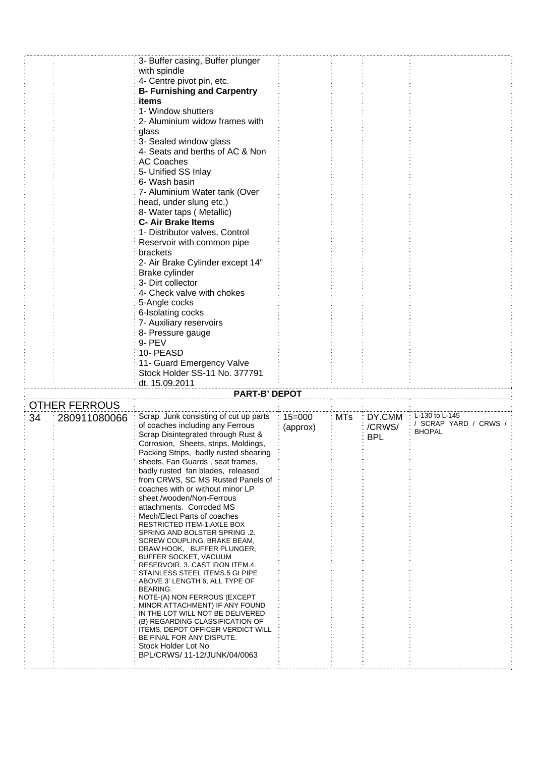| | | | | | | |
|---|---|---|---|---|---|---|
| | | 3- Buffer casing, Buffer plunger with spindle<br>4- Centre pivot pin, etc.<br>**B- Furnishing and Carpentry items**<br>1- Window shutters<br>2- Aluminium widow frames with glass<br>3- Sealed window glass<br>4- Seats and berths of AC & Non AC Coaches<br>5- Unified SS Inlay<br>6- Wash basin<br>7- Aluminium Water tank (Over head, under slung etc.)<br>8- Water taps ( Metallic)<br>**C- Air Brake Items**<br>1- Distributor valves, Control Reservoir with common pipe brackets<br>2- Air Brake Cylinder except 14" Brake cylinder<br>3- Dirt collector<br>4- Check valve with chokes<br>5-Angle cocks<br>6-Isolating cocks<br>7- Auxiliary reservoirs<br>8- Pressure gauge<br>9- PEV<br>10- PEASD<br>11- Guard Emergency Valve<br>Stock Holder SS-11 No. 377791 dt. 15.09.2011 | | | | |
| | | **PART-B' DEPOT** | | | | |
| OTHER FERROUS | | | | | | |
| 34 | 280911080066 | Scrap Junk consisting of cut up parts of coaches including any Ferrous Scrap Disintegrated through Rust & Corrosion, Sheets, strips, Moldings, Packing Strips, badly rusted shearing sheets, Fan Guards , seat frames, badly rusted fan blades, released from CRWS, SC MS Rusted Panels of coaches with or without minor LP sheet /wooden/Non-Ferrous attachments. Corroded MS Mech/Elect Parts of coaches<br>RESTRICTED ITEM-1.AXLE BOX SPRING AND BOLSTER SPRING .2. SCREW COUPLING. BRAKE BEAM, DRAW HOOK, BUFFER PLUNGER, BUFFER SOCKET, VACUUM RESERVOIR. 3. CAST IRON ITEM.4. STAINLESS STEEL ITEMS.5 GI PIPE ABOVE 3' LENGTH 6, ALL TYPE OF BEARING.<br>NOTE-(A) NON FERROUS (EXCEPT MINOR ATTACHMENT) IF ANY FOUND IN THE LOT WILL NOT BE DELIVERED (B) REGARDING CLASSIFICATION OF ITEMS, DEPOT OFFICER VERDICT WILL BE FINAL FOR ANY DISPUTE.<br>Stock Holder Lot No BPL/CRWS/ 11-12/JUNK/04/0063 | 15=000 (approx) | MTs | DY.CMM /CRWS/ BPL | L-130 to L-145 / SCRAP YARD / CRWS / BHOPAL |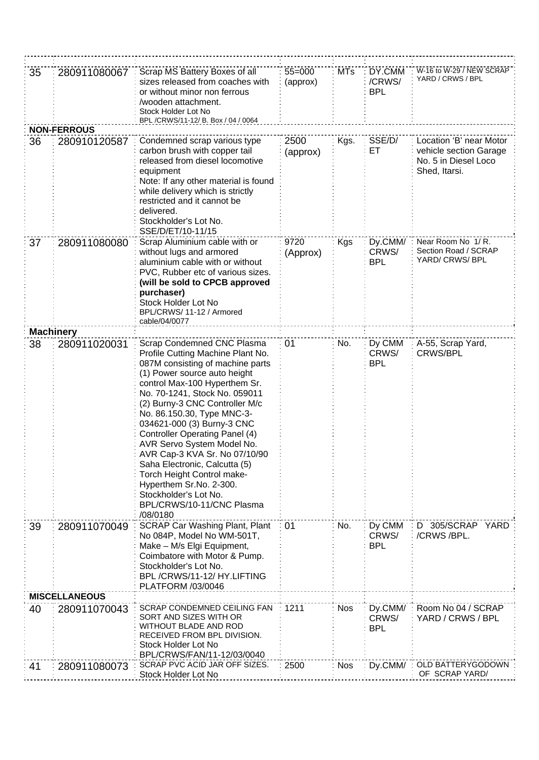| | | | | | | |
|---|---|---|---|---|---|---|
| 35 | 280911080067 | Scrap MS Battery Boxes of all sizes released from coaches with or without minor non ferrous /wooden attachment. Stock Holder Lot No BPL /CRWS/11-12/ B. Box / 04 / 0064 | 55=000 (approx) | MTs | DY.CMM /CRWS/ BPL | W-16 to W-29 / NEW SCRAP YARD / CRWS / BPL |
| **NON-FERROUS** | | | | | | |
| 36 | 280910120587 | Condemned scrap various type carbon brush with copper tail released from diesel locomotive equipment Note: If any other material is found while delivery which is strictly restricted and it cannot be delivered. Stockholder's Lot No. SSE/D/ET/10-11/15 | 2500 (approx) | Kgs. | SSE/D/ ET | Location 'B' near Motor vehicle section Garage No. 5 in Diesel Loco Shed, Itarsi. |
| 37 | 280911080080 | Scrap Aluminium cable with or without lugs and armored aluminium cable with or without PVC, Rubber etc of various sizes. **(will be sold to CPCB approved purchaser)** Stock Holder Lot No BPL/CRWS/ 11-12 / Armored cable/04/0077 | 9720 (Approx) | Kgs | Dy.CMM/ CRWS/ BPL | Near Room No 1/ R. Section Road / SCRAP YARD/ CRWS/ BPL |
| **Machinery** | | | | | | |
| 38 | 280911020031 | Scrap Condemned CNC Plasma Profile Cutting Machine Plant No. 087M consisting of machine parts (1) Power source auto height control Max-100 Hyperthem Sr. No. 70-1241, Stock No. 059011 (2) Burny-3 CNC Controller M/c No. 86.150.30, Type MNC-3-034621-000 (3) Burny-3 CNC Controller Operating Panel (4) AVR Servo System Model No. AVR Cap-3 KVA Sr. No 07/10/90 Saha Electronic, Calcutta (5) Torch Height Control make-Hyperthem Sr.No. 2-300. Stockholder's Lot No. BPL/CRWS/10-11/CNC Plasma /08/0180 | 01 | No. | Dy CMM CRWS/ BPL | A-55, Scrap Yard, CRWS/BPL |
| 39 | 280911070049 | SCRAP Car Washing Plant, Plant No 084P, Model No WM-501T, Make – M/s Elgi Equipment, Coimbatore with Motor & Pump. Stockholder's Lot No. BPL /CRWS/11-12/ HY.LIFTING PLATFORM /03/0046 | 01 | No. | Dy CMM CRWS/ BPL | D 305/SCRAP YARD /CRWS /BPL. |
| **MISCELLANEOUS** | | | | | | |
| 40 | 280911070043 | SCRAP CONDEMNED CEILING FAN SORT AND SIZES WITH OR WITHOUT BLADE AND ROD RECEIVED FROM BPL DIVISION. Stock Holder Lot No BPL/CRWS/FAN/11-12/03/0040 | 1211 | Nos | Dy.CMM/ CRWS/ BPL | Room No 04 / SCRAP YARD / CRWS / BPL |
| 41 | 280911080073 | SCRAP PVC ACID JAR OFF SIZES. Stock Holder Lot No | 2500 | Nos | Dy.CMM/ | OLD BATTERYGODOWN OF SCRAP YARD/ |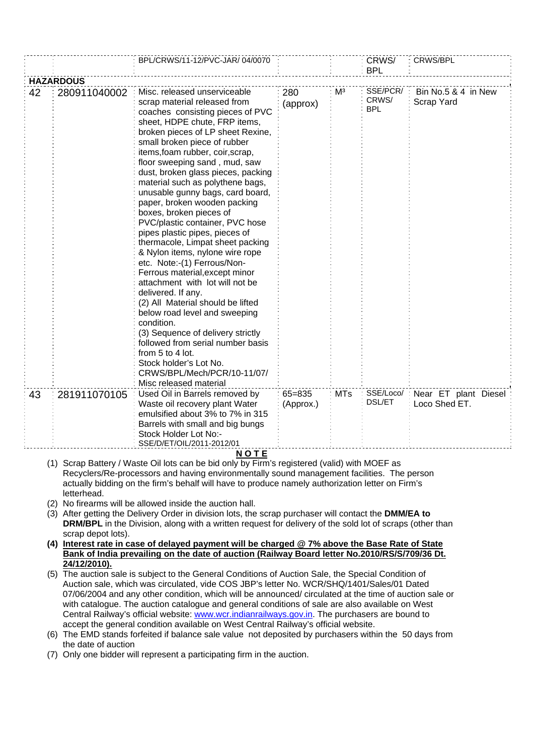|  |  | BPL/CRWS/11-12/PVC-JAR/ 04/0070 |  |  | CRWS/ BPL | CRWS/BPL |
|---|---|---|---|---|---|---|
| **HAZARDOUS** |  |  |  |  |  |  |
| 42 | 280911040002 | Misc. released unserviceable scrap material released from coaches consisting pieces of PVC sheet, HDPE chute, FRP items, broken pieces of LP sheet Rexine, small broken piece of rubber items,foam rubber, coir,scrap, floor sweeping sand , mud, saw dust, broken glass pieces, packing material such as polythene bags, unusable gunny bags, card board, paper, broken wooden packing boxes, broken pieces of PVC/plastic container, PVC hose pipes plastic pipes, pieces of thermacole, Limpat sheet packing & Nylon items, nylone wire rope etc. Note:-(1) Ferrous/Non-Ferrous material,except minor attachment with lot will not be delivered. If any. (2) All Material should be lifted below road level and sweeping condition. (3) Sequence of delivery strictly followed from serial number basis from 5 to 4 lot. Stock holder's Lot No. CRWS/BPL/Mech/PCR/10-11/07/ Misc released material | 280 (approx) | $M^3$ | SSE/PCR/ CRWS/ BPL | Bin No.5 & 4 in New Scrap Yard |
| 43 | 281911070105 | Used Oil in Barrels removed by Waste oil recovery plant Water emulsified about 3% to 7% in 315 Barrels with small and big bungs Stock Holder Lot No:- SSE/D/ET/OIL/2011-2012/01 | 65=835 (Approx.) | MTs | SSE/Loco/ DSL/ET | Near ET plant Diesel Loco Shed ET. |

**NOTE**

(1) Scrap Battery / Waste Oil lots can be bid only by Firm's registered (valid) with MOEF as Recyclers/Re-processors and having environmentally sound management facilities. The person actually bidding on the firm's behalf will have to produce namely authorization letter on Firm's letterhead.

(2) No firearms will be allowed inside the auction hall.

(3) After getting the Delivery Order in division lots, the scrap purchaser will contact the **DMM/EA to DRM/BPL** in the Division, along with a written request for delivery of the sold lot of scraps (other than scrap depot lots).

**(4) Interest rate in case of delayed payment will be charged @ 7% above the Base Rate of State Bank of India prevailing on the date of auction (Railway Board letter No.2010/RS/S/709/36 Dt. 24/12/2010).**

(5) The auction sale is subject to the General Conditions of Auction Sale, the Special Condition of Auction sale, which was circulated, vide COS JBP's letter No. WCR/SHQ/1401/Sales/01 Dated 07/06/2004 and any other condition, which will be announced/ circulated at the time of auction sale or with catalogue. The auction catalogue and general conditions of sale are also available on West Central Railway's official website: www.wcr.indianrailways.gov.in. The purchasers are bound to accept the general condition available on West Central Railway's official website.

(6) The EMD stands forfeited if balance sale value not deposited by purchasers within the 50 days from the date of auction

(7) Only one bidder will represent a participating firm in the auction.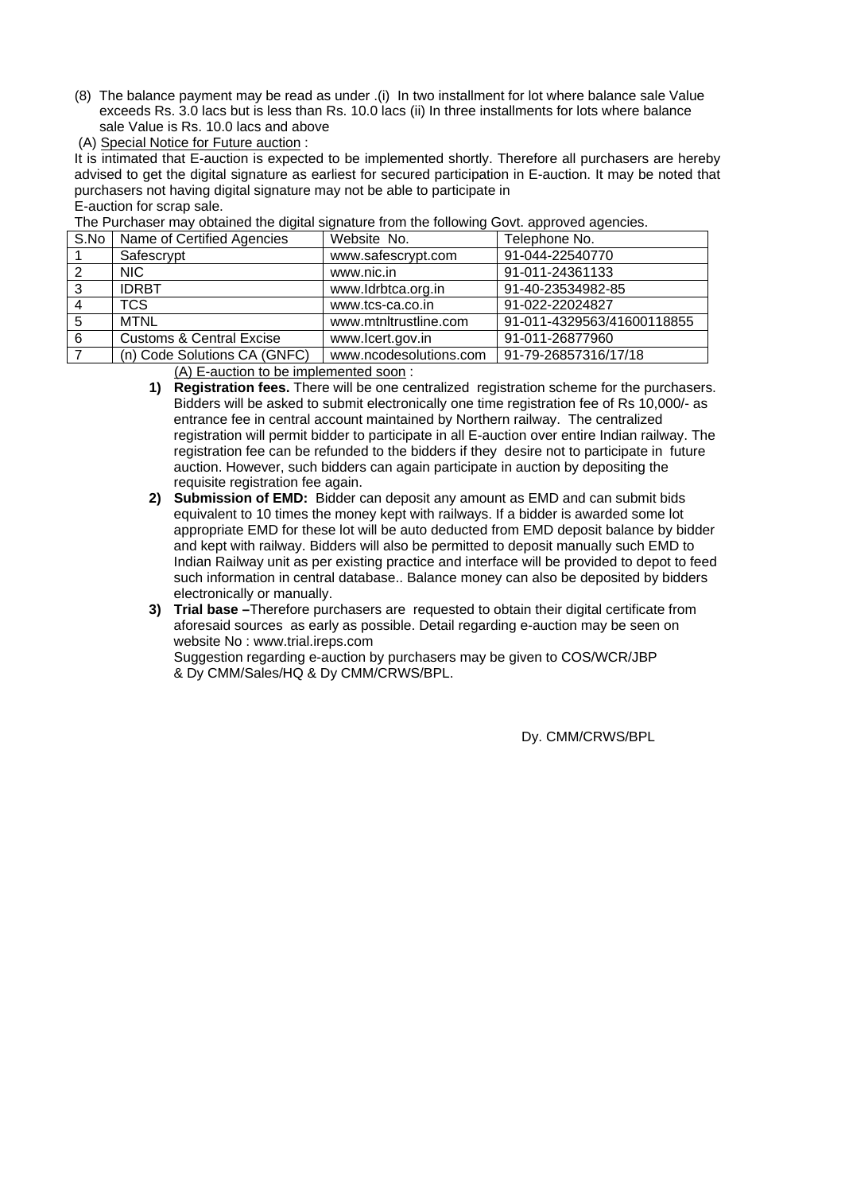(8) The balance payment may be read as under .(i) In two installment for lot where balance sale Value exceeds Rs. 3.0 lacs but is less than Rs. 10.0 lacs (ii) In three installments for lots where balance sale Value is Rs. 10.0 lacs and above

(A) Special Notice for Future auction :

It is intimated that E-auction is expected to be implemented shortly. Therefore all purchasers are hereby advised to get the digital signature as earliest for secured participation in E-auction. It may be noted that purchasers not having digital signature may not be able to participate in E-auction for scrap sale.

The Purchaser may obtained the digital signature from the following Govt. approved agencies.

| S.No | Name of Certified Agencies | Website No. | Telephone No. |
|---|---|---|---|
| 1 | Safescrypt | www.safescrypt.com | 91-044-22540770 |
| 2 | NIC | www.nic.in | 91-011-24361133 |
| 3 | IDRBT | www.Idrbtca.org.in | 91-40-23534982-85 |
| 4 | TCS | www.tcs-ca.co.in | 91-022-22024827 |
| 5 | MTNL | www.mtnltrustline.com | 91-011-4329563/41600118855 |
| 6 | Customs & Central Excise | www.Icert.gov.in | 91-011-26877960 |
| 7 | (n) Code Solutions CA (GNFC) | www.ncodesolutions.com | 91-79-26857316/17/18 |

(A) E-auction to be implemented soon :

1) **Registration fees.** There will be one centralized registration scheme for the purchasers. Bidders will be asked to submit electronically one time registration fee of Rs 10,000/- as entrance fee in central account maintained by Northern railway. The centralized registration will permit bidder to participate in all E-auction over entire Indian railway. The registration fee can be refunded to the bidders if they desire not to participate in future auction. However, such bidders can again participate in auction by depositing the requisite registration fee again.
2) **Submission of EMD:** Bidder can deposit any amount as EMD and can submit bids equivalent to 10 times the money kept with railways. If a bidder is awarded some lot appropriate EMD for these lot will be auto deducted from EMD deposit balance by bidder and kept with railway. Bidders will also be permitted to deposit manually such EMD to Indian Railway unit as per existing practice and interface will be provided to depot to feed such information in central database.. Balance money can also be deposited by bidders electronically or manually.
3) **Trial base –**Therefore purchasers are requested to obtain their digital certificate from aforesaid sources as early as possible. Detail regarding e-auction may be seen on website No : www.trial.ireps.com
   Suggestion regarding e-auction by purchasers may be given to COS/WCR/JBP & Dy CMM/Sales/HQ & Dy CMM/CRWS/BPL.

Dy. CMM/CRWS/BPL